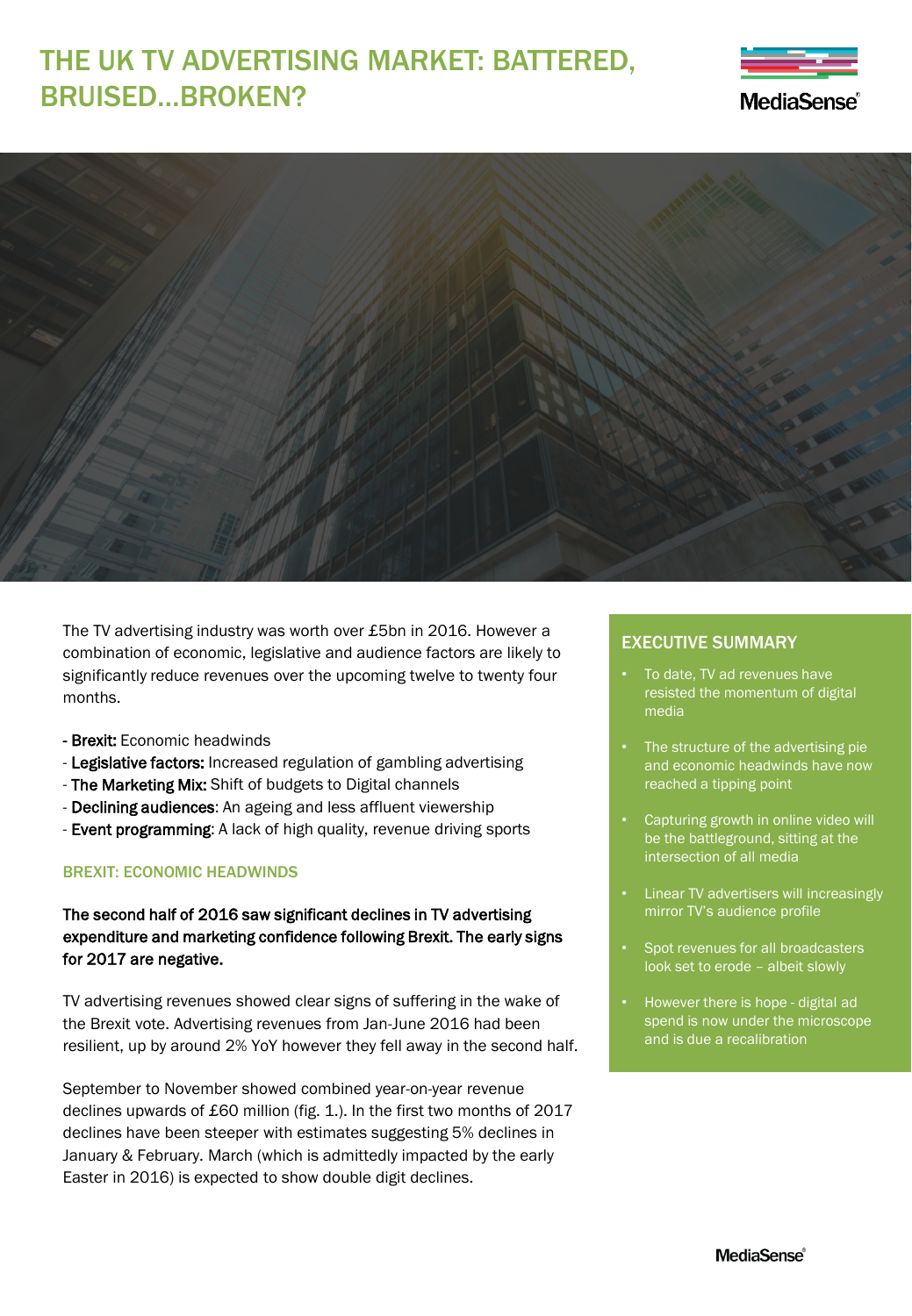# THE UK TV ADVERTISING MARKET: BATTERED, BRUISED...BROKEN?

The TV advertising industry was worth over £5bn in 2016. However a combination of economic, legislative and audience factors are likely to significantly reduce revenues over the upcoming twelve to twenty four months.

- **Brexit:** Economic headwinds
- **Legislative factors:** Increased regulation of gambling advertising
- **The Marketing Mix:** Shift of budgets to Digital channels
- **Declining audiences**: An ageing and less affluent viewership
- **Event programming**: A lack of high quality, revenue driving sports

## EXECUTIVE SUMMARY

- To date, TV ad revenues have resisted the momentum of digital media
- The structure of the advertising pie and economic headwinds have now reached a tipping point
- Capturing growth in online video will be the battleground, sitting at the intersection of all media
- Linear TV advertisers will increasingly mirror TV's audience profile
- Spot revenues for all broadcasters look set to erode – albeit slowly
- However there is hope - digital ad spend is now under the microscope and is due a recalibration

## BREXIT: ECONOMIC HEADWINDS

**The second half of 2016 saw significant declines in TV advertising expenditure and marketing confidence following Brexit. The early signs for 2017 are negative.**

TV advertising revenues showed clear signs of suffering in the wake of the Brexit vote. Advertising revenues from Jan-June 2016 had been resilient, up by around 2% YoY however they fell away in the second half.

September to November showed combined year-on-year revenue declines upwards of £60 million (fig. 1.). In the first two months of 2017 declines have been steeper with estimates suggesting 5% declines in January & February. March (which is admittedly impacted by the early Easter in 2016) is expected to show double digit declines.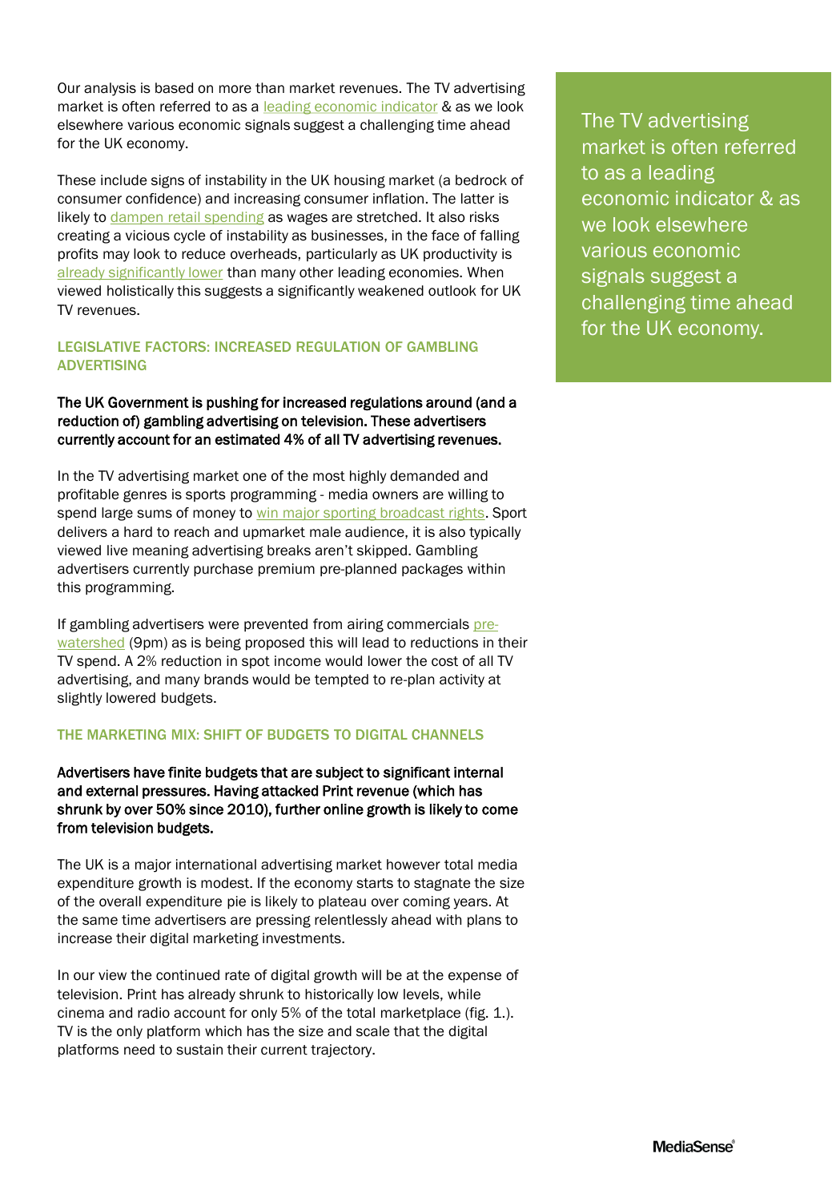Our analysis is based on more than market revenues. The TV advertising market is often referred to as a leading economic indicator & as we look elsewhere various economic signals suggest a challenging time ahead for the UK economy.

These include signs of instability in the UK housing market (a bedrock of consumer confidence) and increasing consumer inflation. The latter is likely to dampen retail spending as wages are stretched. It also risks creating a vicious cycle of instability as businesses, in the face of falling profits may look to reduce overheads, particularly as UK productivity is already significantly lower than many other leading economies. When viewed holistically this suggests a significantly weakened outlook for UK TV revenues.

> The TV advertising market is often referred to as a leading economic indicator & as we look elsewhere various economic signals suggest a challenging time ahead for the UK economy.

### LEGISLATIVE FACTORS: INCREASED REGULATION OF GAMBLING ADVERTISING

**The UK Government is pushing for increased regulations around (and a reduction of) gambling advertising on television. These advertisers currently account for an estimated 4% of all TV advertising revenues.**

In the TV advertising market one of the most highly demanded and profitable genres is sports programming - media owners are willing to spend large sums of money to win major sporting broadcast rights. Sport delivers a hard to reach and upmarket male audience, it is also typically viewed live meaning advertising breaks aren't skipped. Gambling advertisers currently purchase premium pre-planned packages within this programming.

If gambling advertisers were prevented from airing commercials pre-watershed (9pm) as is being proposed this will lead to reductions in their TV spend. A 2% reduction in spot income would lower the cost of all TV advertising, and many brands would be tempted to re-plan activity at slightly lowered budgets.

### THE MARKETING MIX: SHIFT OF BUDGETS TO DIGITAL CHANNELS

**Advertisers have finite budgets that are subject to significant internal and external pressures. Having attacked Print revenue (which has shrunk by over 50% since 2010), further online growth is likely to come from television budgets.**

The UK is a major international advertising market however total media expenditure growth is modest. If the economy starts to stagnate the size of the overall expenditure pie is likely to plateau over coming years. At the same time advertisers are pressing relentlessly ahead with plans to increase their digital marketing investments.

In our view the continued rate of digital growth will be at the expense of television. Print has already shrunk to historically low levels, while cinema and radio account for only 5% of the total marketplace (fig. 1.). TV is the only platform which has the size and scale that the digital platforms need to sustain their current trajectory.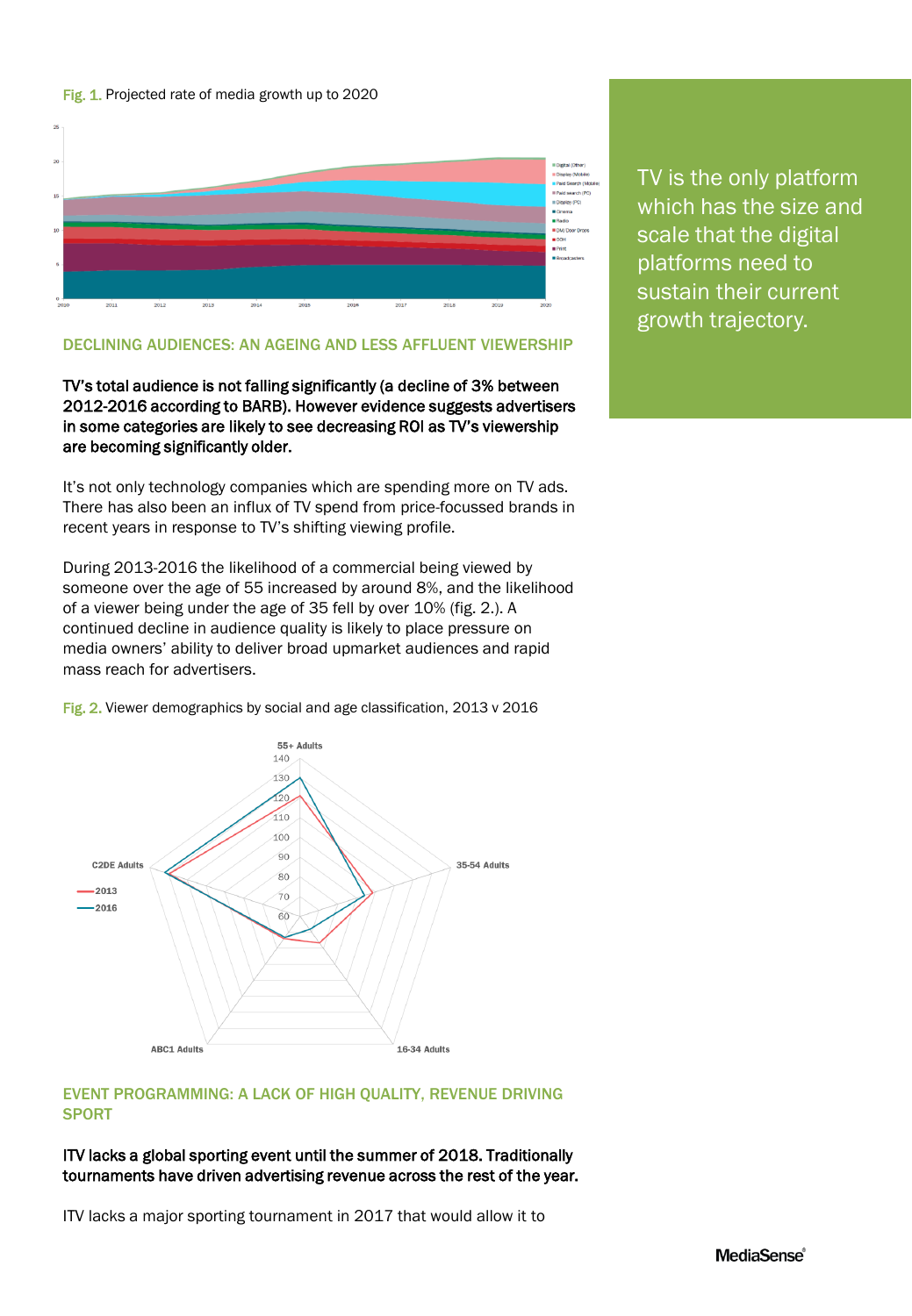Fig. 1. Projected rate of media growth up to 2020

TV is the only platform which has the size and scale that the digital platforms need to sustain their current growth trajectory.

## DECLINING AUDIENCES: AN AGEING AND LESS AFFLUENT VIEWERSHIP

**TV's total audience is not falling significantly (a decline of 3% between 2012-2016 according to BARB). However evidence suggests advertisers in some categories are likely to see decreasing ROI as TV's viewership are becoming significantly older.**

It's not only technology companies which are spending more on TV ads. There has also been an influx of TV spend from price-focussed brands in recent years in response to TV's shifting viewing profile.

During 2013-2016 the likelihood of a commercial being viewed by someone over the age of 55 increased by around 8%, and the likelihood of a viewer being under the age of 35 fell by over 10% (fig. 2.). A continued decline in audience quality is likely to place pressure on media owners' ability to deliver broad upmarket audiences and rapid mass reach for advertisers.

Fig. 2. Viewer demographics by social and age classification, 2013 v 2016

## EVENT PROGRAMMING: A LACK OF HIGH QUALITY, REVENUE DRIVING SPORT

**ITV lacks a global sporting event until the summer of 2018. Traditionally tournaments have driven advertising revenue across the rest of the year.**

ITV lacks a major sporting tournament in 2017 that would allow it to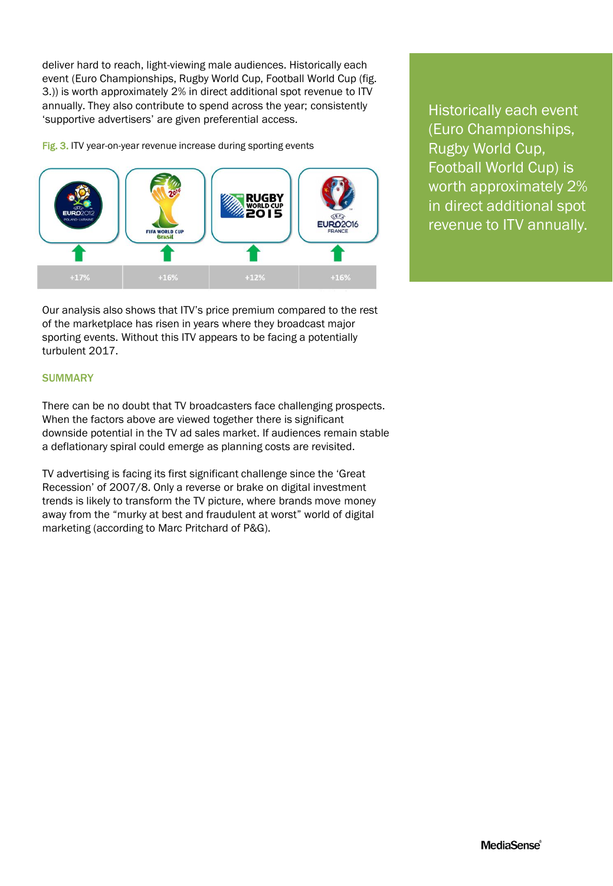deliver hard to reach, light-viewing male audiences. Historically each event (Euro Championships, Rugby World Cup, Football World Cup (fig. 3.)) is worth approximately 2% in direct additional spot revenue to ITV annually. They also contribute to spend across the year; consistently 'supportive advertisers' are given preferential access.

Fig. 3. ITV year-on-year revenue increase during sporting events

| EURO 2012 | FIFA World Cup 2014 Brasil | Rugby World Cup 2015 | EURO 2016 France |
|---|---|---|---|
| +17% | +16% | +12% | +16% |

Our analysis also shows that ITV's price premium compared to the rest of the marketplace has risen in years where they broadcast major sporting events. Without this ITV appears to be facing a potentially turbulent 2017.

> Historically each event (Euro Championships, Rugby World Cup, Football World Cup) is worth approximately 2% in direct additional spot revenue to ITV annually.

## SUMMARY

There can be no doubt that TV broadcasters face challenging prospects. When the factors above are viewed together there is significant downside potential in the TV ad sales market. If audiences remain stable a deflationary spiral could emerge as planning costs are revisited.

TV advertising is facing its first significant challenge since the 'Great Recession' of 2007/8. Only a reverse or brake on digital investment trends is likely to transform the TV picture, where brands move money away from the "murky at best and fraudulent at worst" world of digital marketing (according to Marc Pritchard of P&G).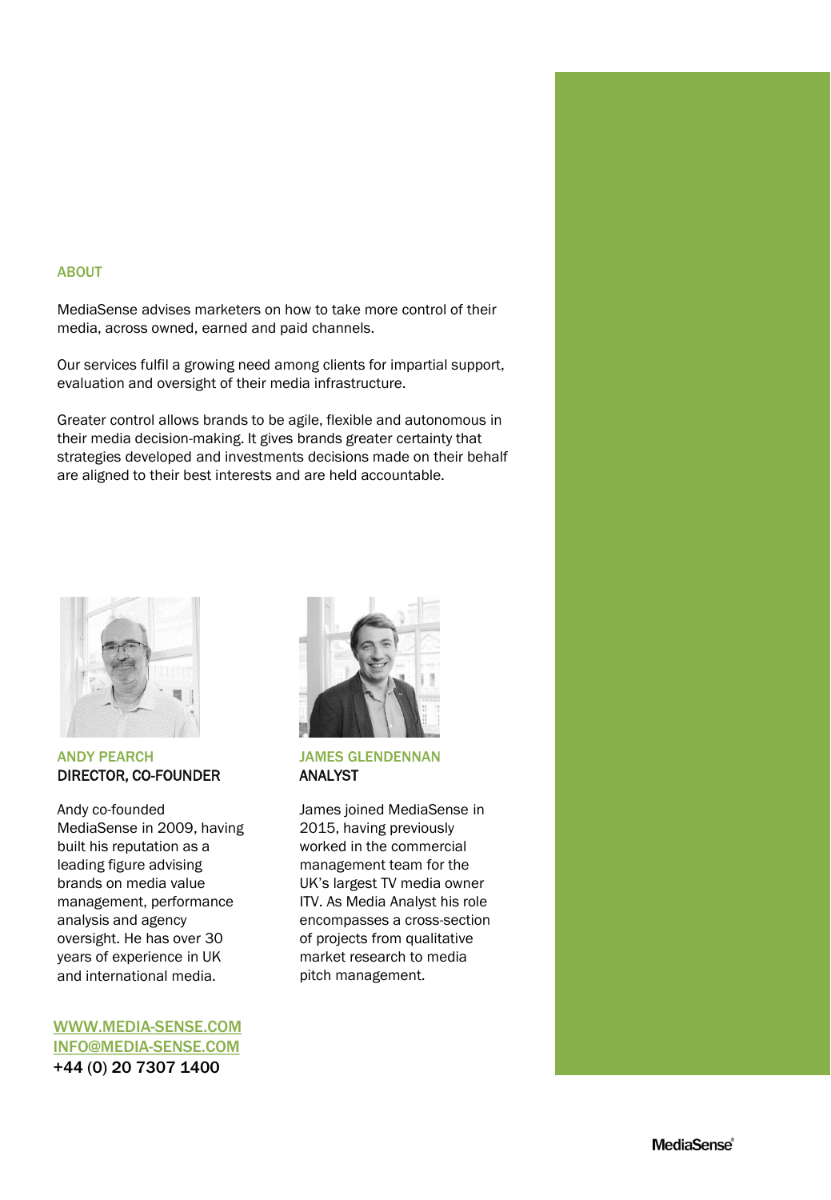## ABOUT

MediaSense advises marketers on how to take more control of their media, across owned, earned and paid channels.

Our services fulfil a growing need among clients for impartial support, evaluation and oversight of their media infrastructure.

Greater control allows brands to be agile, flexible and autonomous in their media decision-making. It gives brands greater certainty that strategies developed and investments decisions made on their behalf are aligned to their best interests and are held accountable.

### ANDY PEARCH
**DIRECTOR, CO-FOUNDER**

Andy co-founded MediaSense in 2009, having built his reputation as a leading figure advising brands on media value management, performance analysis and agency oversight. He has over 30 years of experience in UK and international media.

### JAMES GLENDENNAN
**ANALYST**

James joined MediaSense in 2015, having previously worked in the commercial management team for the UK's largest TV media owner ITV. As Media Analyst his role encompasses a cross-section of projects from qualitative market research to media pitch management.

WWW.MEDIA-SENSE.COM
INFO@MEDIA-SENSE.COM
+44 (0) 20 7307 1400